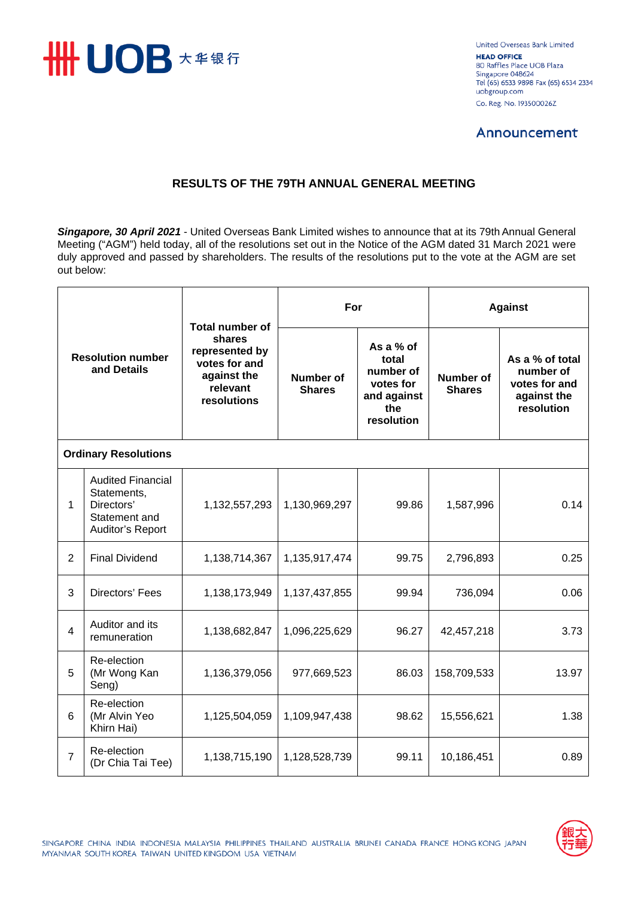United Overseas Bank Limited
**HEAD OFFICE**
80 Raffles Place UOB Plaza
Singapore 048624
Tel (65) 6533 9898 Fax (65) 6534 2334
uobgroup.com
Co. Reg. No. 193500026Z

## Announcement

# RESULTS OF THE 79TH ANNUAL GENERAL MEETING

***Singapore, 30 April 2021*** - United Overseas Bank Limited wishes to announce that at its 79th Annual General Meeting ("AGM") held today, all of the resolutions set out in the Notice of the AGM dated 31 March 2021 were duly approved and passed by shareholders. The results of the resolutions put to the vote at the AGM are set out below:

| Resolution number and Details | | Total number of shares represented by votes for and against the relevant resolutions | For | | Against | |
|---|---|---|---|---|---|---|
| | | | Number of Shares | As a % of total number of votes for and against the resolution | Number of Shares | As a % of total number of votes for and against the resolution |
| **Ordinary Resolutions** | | | | | | |
| 1 | Audited Financial Statements, Directors' Statement and Auditor's Report | 1,132,557,293 | 1,130,969,297 | 99.86 | 1,587,996 | 0.14 |
| 2 | Final Dividend | 1,138,714,367 | 1,135,917,474 | 99.75 | 2,796,893 | 0.25 |
| 3 | Directors' Fees | 1,138,173,949 | 1,137,437,855 | 99.94 | 736,094 | 0.06 |
| 4 | Auditor and its remuneration | 1,138,682,847 | 1,096,225,629 | 96.27 | 42,457,218 | 3.73 |
| 5 | Re-election (Mr Wong Kan Seng) | 1,136,379,056 | 977,669,523 | 86.03 | 158,709,533 | 13.97 |
| 6 | Re-election (Mr Alvin Yeo Khirn Hai) | 1,125,504,059 | 1,109,947,438 | 98.62 | 15,556,621 | 1.38 |
| 7 | Re-election (Dr Chia Tai Tee) | 1,138,715,190 | 1,128,528,739 | 99.11 | 10,186,451 | 0.89 |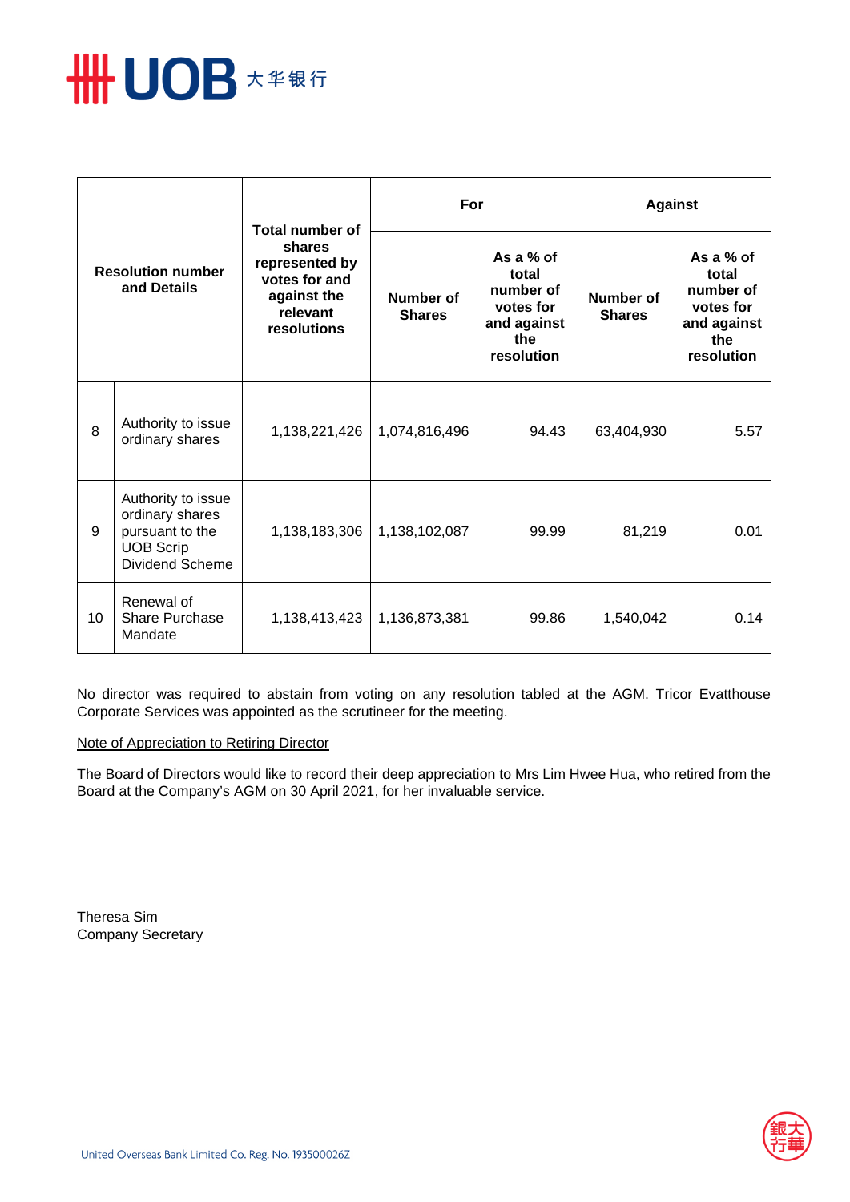| Resolution number and Details | | Total number of shares represented by votes for and against the relevant resolutions | For | | Against | |
|---|---|---|---|---|---|---|
| | | | Number of Shares | As a % of total number of votes for and against the resolution | Number of Shares | As a % of total number of votes for and against the resolution |
| 8 | Authority to issue ordinary shares | 1,138,221,426 | 1,074,816,496 | 94.43 | 63,404,930 | 5.57 |
| 9 | Authority to issue ordinary shares pursuant to the UOB Scrip Dividend Scheme | 1,138,183,306 | 1,138,102,087 | 99.99 | 81,219 | 0.01 |
| 10 | Renewal of Share Purchase Mandate | 1,138,413,423 | 1,136,873,381 | 99.86 | 1,540,042 | 0.14 |

No director was required to abstain from voting on any resolution tabled at the AGM. Tricor Evatthouse Corporate Services was appointed as the scrutineer for the meeting.

<u>Note of Appreciation to Retiring Director</u>

The Board of Directors would like to record their deep appreciation to Mrs Lim Hwee Hua, who retired from the Board at the Company's AGM on 30 April 2021, for her invaluable service.

Theresa Sim
Company Secretary